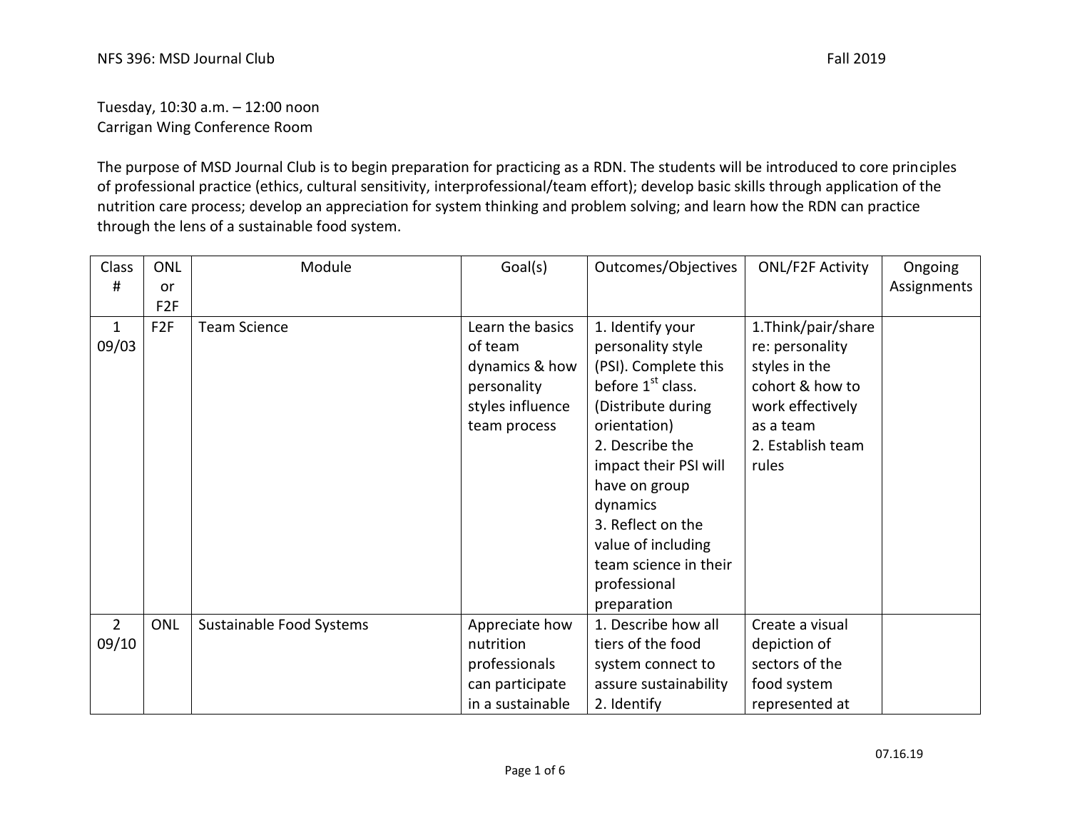NFS 396: MSD Journal Club Fall 2019

Tuesday, 10:30 a.m. – 12:00 noon
Carrigan Wing Conference Room

The purpose of MSD Journal Club is to begin preparation for practicing as a RDN. The students will be introduced to core principles of professional practice (ethics, cultural sensitivity, interprofessional/team effort); develop basic skills through application of the nutrition care process; develop an appreciation for system thinking and problem solving; and learn how the RDN can practice through the lens of a sustainable food system.

| Class # | ONL or F2F | Module | Goal(s) | Outcomes/Objectives | ONL/F2F Activity | Ongoing Assignments |
|---|---|---|---|---|---|---|
| 1 09/03 | F2F | Team Science | Learn the basics of team dynamics & how personality styles influence team process | 1. Identify your personality style (PSI). Complete this before 1st class. (Distribute during orientation) 2. Describe the impact their PSI will have on group dynamics 3. Reflect on the value of including team science in their professional preparation | 1.Think/pair/share re: personality styles in the cohort & how to work effectively as a team 2. Establish team rules | |
| 2 09/10 | ONL | Sustainable Food Systems | Appreciate how nutrition professionals can participate in a sustainable | 1. Describe how all tiers of the food system connect to assure sustainability 2. Identify | Create a visual depiction of sectors of the food system represented at | |

07.16.19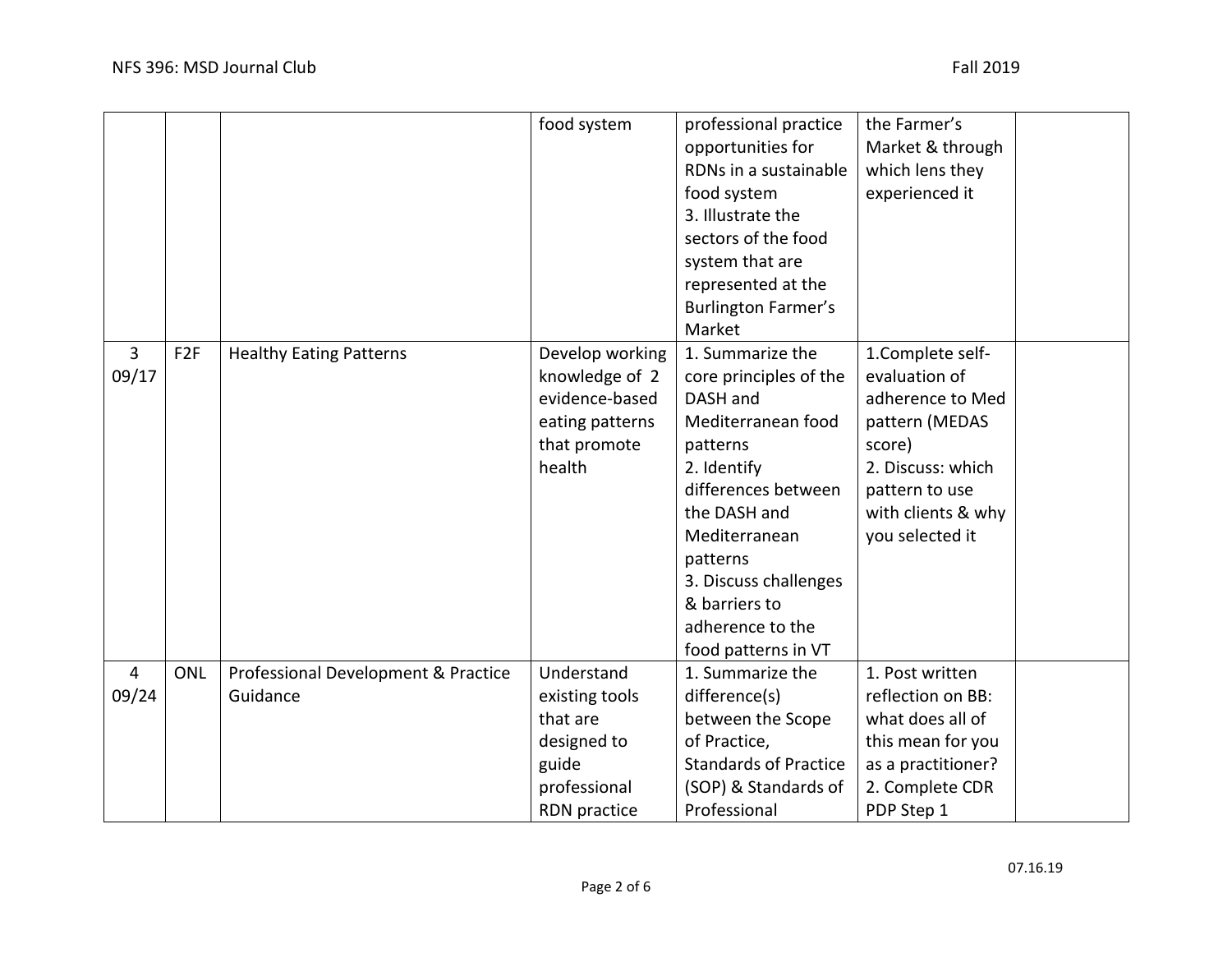| | | | food system | professional practice opportunities for RDNs in a sustainable food system<br>3. Illustrate the sectors of the food system that are represented at the Burlington Farmer's Market | the Farmer's Market & through which lens they experienced it | |
|---|---|---|---|---|---|---|
| 3<br>09/17 | F2F | Healthy Eating Patterns | Develop working knowledge of 2 evidence-based eating patterns that promote health | 1. Summarize the core principles of the DASH and Mediterranean food patterns<br>2. Identify differences between the DASH and Mediterranean patterns<br>3. Discuss challenges & barriers to adherence to the food patterns in VT | 1.Complete self-evaluation of adherence to Med pattern (MEDAS score)<br>2. Discuss: which pattern to use with clients & why you selected it | |
| 4<br>09/24 | ONL | Professional Development & Practice Guidance | Understand existing tools that are designed to guide professional RDN practice | 1. Summarize the difference(s) between the Scope of Practice, Standards of Practice (SOP) & Standards of Professional | 1. Post written reflection on BB: what does all of this mean for you as a practitioner?<br>2. Complete CDR PDP Step 1 | |

07.16.19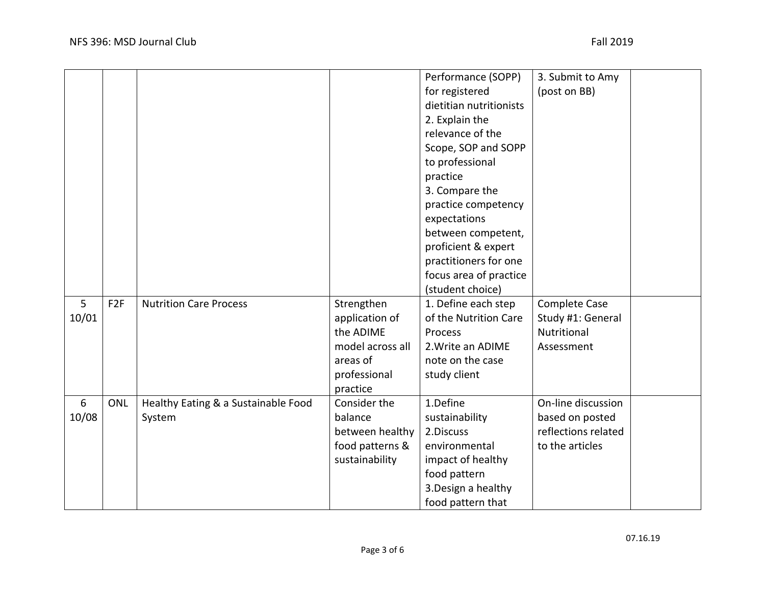| | | | | Performance (SOPP) for registered dietitian nutritionists<br>2. Explain the relevance of the Scope, SOP and SOPP to professional practice<br>3. Compare the practice competency expectations between competent, proficient & expert practitioners for one focus area of practice (student choice) | 3. Submit to Amy (post on BB) | |
|---|---|---|---|---|---|---|
| 5<br>10/01 | F2F | Nutrition Care Process | Strengthen application of the ADIME model across all areas of professional practice | 1. Define each step of the Nutrition Care Process<br>2.Write an ADIME note on the case study client | Complete Case Study #1: General Nutritional Assessment | |
| 6<br>10/08 | ONL | Healthy Eating & a Sustainable Food System | Consider the balance between healthy food patterns & sustainability | 1.Define sustainability<br>2.Discuss environmental impact of healthy food pattern<br>3.Design a healthy food pattern that | On-line discussion based on posted reflections related to the articles | |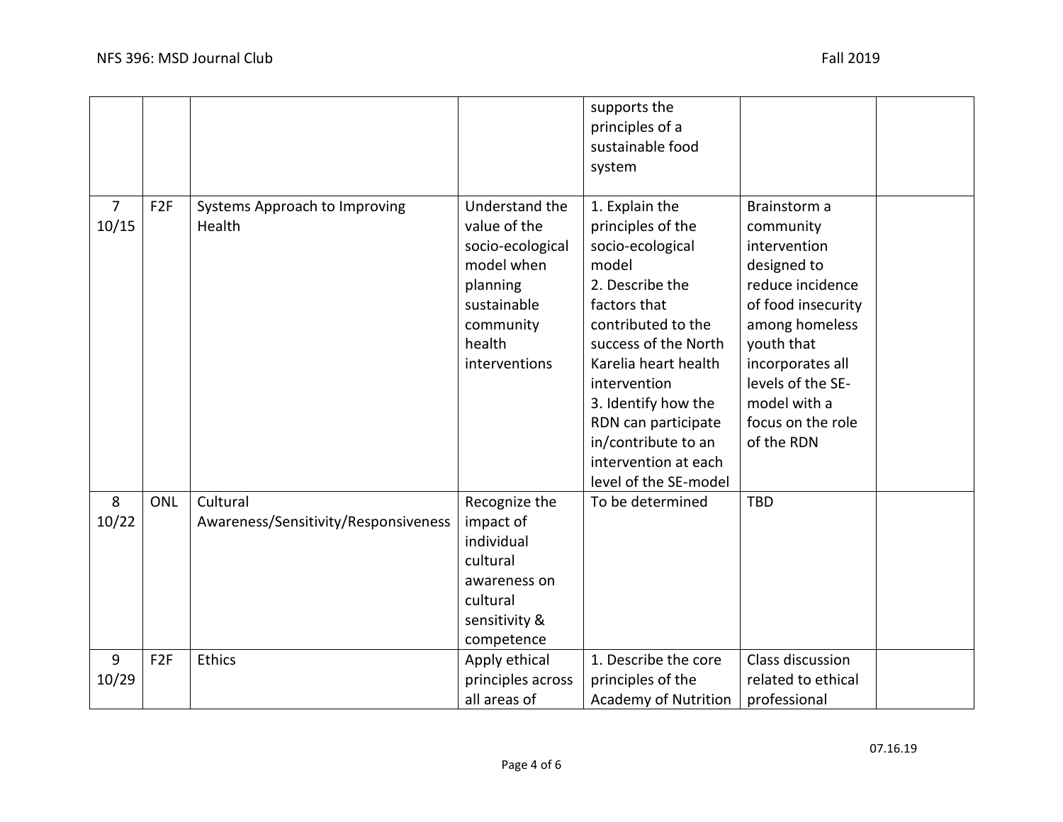| | | | | supports the principles of a sustainable food system | | |
|---|---|---|---|---|---|---|
| 7 10/15 | F2F | Systems Approach to Improving Health | Understand the value of the socio-ecological model when planning sustainable community health interventions | 1. Explain the principles of the socio-ecological model<br>2. Describe the factors that contributed to the success of the North Karelia heart health intervention<br>3. Identify how the RDN can participate in/contribute to an intervention at each level of the SE-model | Brainstorm a community intervention designed to reduce incidence of food insecurity among homeless youth that incorporates all levels of the SE-model with a focus on the role of the RDN | |
| 8 10/22 | ONL | Cultural Awareness/Sensitivity/Responsiveness | Recognize the impact of individual cultural awareness on cultural sensitivity & competence | To be determined | TBD | |
| 9 10/29 | F2F | Ethics | Apply ethical principles across all areas of | 1. Describe the core principles of the Academy of Nutrition | Class discussion related to ethical professional | |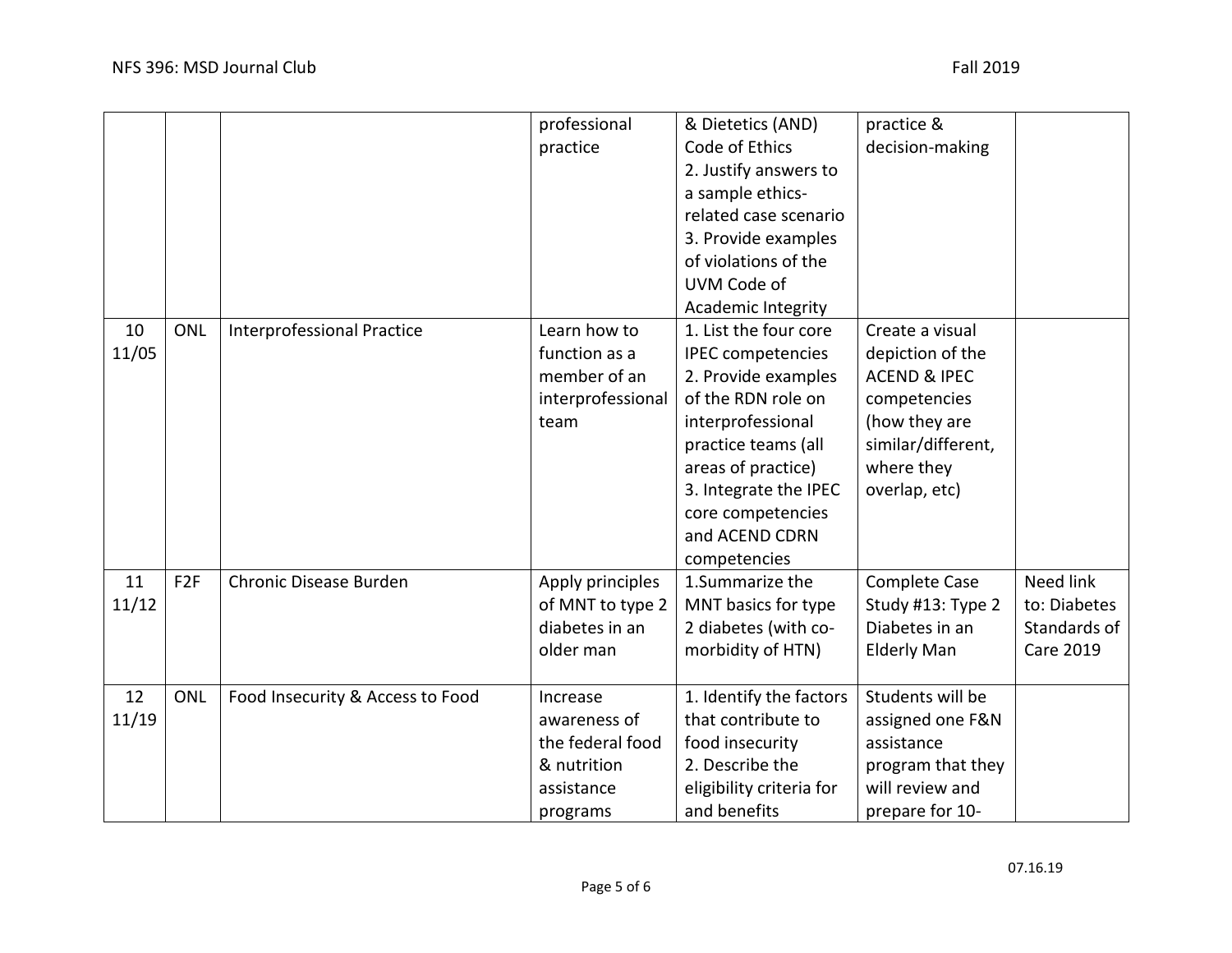| | | | professional practice | & Dietetics (AND) Code of Ethics<br>2. Justify answers to a sample ethics-related case scenario<br>3. Provide examples of violations of the UVM Code of Academic Integrity | practice & decision-making | |
|---|---|---|---|---|---|---|
| 10<br>11/05 | ONL | Interprofessional Practice | Learn how to function as a member of an interprofessional team | 1. List the four core IPEC competencies<br>2. Provide examples of the RDN role on interprofessional practice teams (all areas of practice)<br>3. Integrate the IPEC core competencies and ACEND CDRN competencies | Create a visual depiction of the ACEND & IPEC competencies (how they are similar/different, where they overlap, etc) | |
| 11<br>11/12 | F2F | Chronic Disease Burden | Apply principles of MNT to type 2 diabetes in an older man | 1.Summarize the MNT basics for type 2 diabetes (with co-morbidity of HTN) | Complete Case Study #13: Type 2 Diabetes in an Elderly Man | Need link to: Diabetes Standards of Care 2019 |
| 12<br>11/19 | ONL | Food Insecurity & Access to Food | Increase awareness of the federal food & nutrition assistance programs | 1. Identify the factors that contribute to food insecurity<br>2. Describe the eligibility criteria for and benefits | Students will be assigned one F&N assistance program that they will review and prepare for 10- | |

07.16.19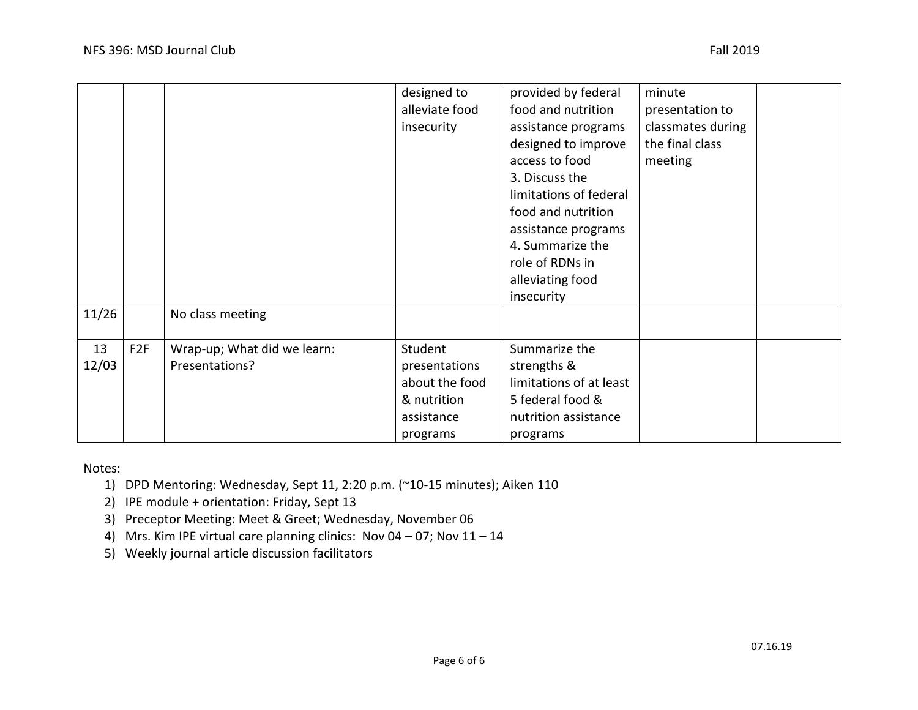| | | | | | | |
|---|---|---|---|---|---|---|
| | | | designed to alleviate food insecurity | provided by federal food and nutrition assistance programs designed to improve access to food<br>3. Discuss the limitations of federal food and nutrition assistance programs<br>4. Summarize the role of RDNs in alleviating food insecurity | minute presentation to classmates during the final class meeting | |
| 11/26 | | No class meeting | | | | |
| 13<br>12/03 | F2F | Wrap-up; What did we learn: Presentations? | Student presentations about the food & nutrition assistance programs | Summarize the strengths & limitations of at least 5 federal food & nutrition assistance programs | | |

Notes:

1) DPD Mentoring: Wednesday, Sept 11, 2:20 p.m. (~10-15 minutes); Aiken 110
2) IPE module + orientation: Friday, Sept 13
3) Preceptor Meeting: Meet & Greet; Wednesday, November 06
4) Mrs. Kim IPE virtual care planning clinics: Nov 04 – 07; Nov 11 – 14
5) Weekly journal article discussion facilitators

07.16.19